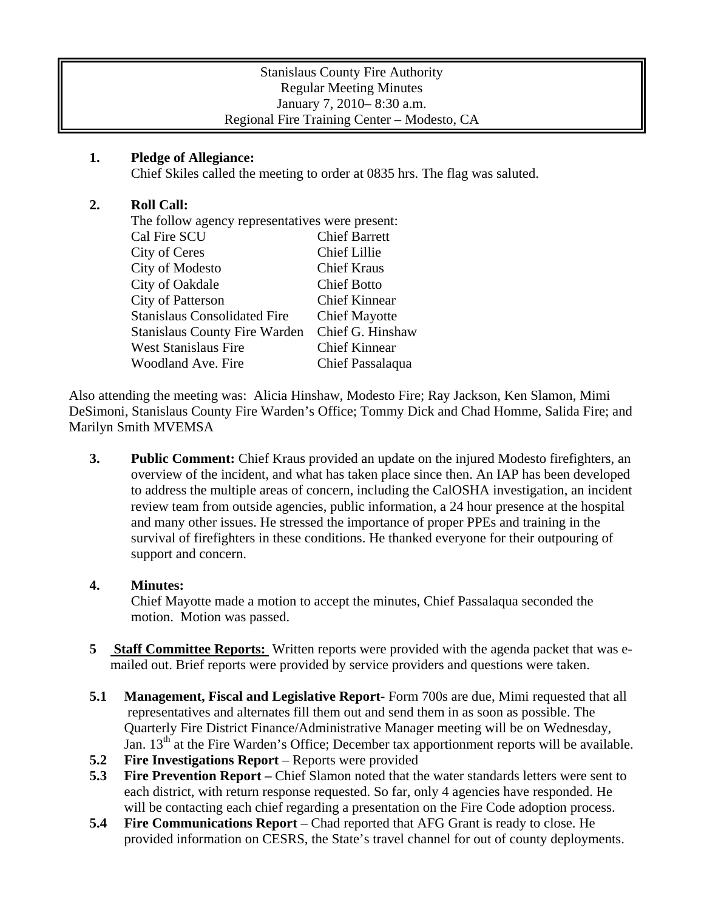Stanislaus County Fire Authority
Regular Meeting Minutes
January 7, 2010– 8:30 a.m.
Regional Fire Training Center – Modesto, CA

**1. Pledge of Allegiance:**
Chief Skiles called the meeting to order at 0835 hrs. The flag was saluted.

**2. Roll Call:**
The follow agency representatives were present:

| | |
|---|---|
| Cal Fire SCU | Chief Barrett |
| City of Ceres | Chief Lillie |
| City of Modesto | Chief Kraus |
| City of Oakdale | Chief Botto |
| City of Patterson | Chief Kinnear |
| Stanislaus Consolidated Fire | Chief Mayotte |
| Stanislaus County Fire Warden | Chief G. Hinshaw |
| West Stanislaus Fire | Chief Kinnear |
| Woodland Ave. Fire | Chief Passalaqua |

Also attending the meeting was: Alicia Hinshaw, Modesto Fire; Ray Jackson, Ken Slamon, Mimi DeSimoni, Stanislaus County Fire Warden's Office; Tommy Dick and Chad Homme, Salida Fire; and Marilyn Smith MVEMSA

**3. Public Comment:** Chief Kraus provided an update on the injured Modesto firefighters, an overview of the incident, and what has taken place since then. An IAP has been developed to address the multiple areas of concern, including the CalOSHA investigation, an incident review team from outside agencies, public information, a 24 hour presence at the hospital and many other issues. He stressed the importance of proper PPEs and training in the survival of firefighters in these conditions. He thanked everyone for their outpouring of support and concern.

**4. Minutes:**
Chief Mayotte made a motion to accept the minutes, Chief Passalaqua seconded the motion. Motion was passed.

**5 Staff Committee Reports:** Written reports were provided with the agenda packet that was e-mailed out. Brief reports were provided by service providers and questions were taken.

**5.1 Management, Fiscal and Legislative Report-** Form 700s are due, Mimi requested that all representatives and alternates fill them out and send them in as soon as possible. The Quarterly Fire District Finance/Administrative Manager meeting will be on Wednesday, Jan. 13th at the Fire Warden's Office; December tax apportionment reports will be available.

**5.2 Fire Investigations Report** – Reports were provided

**5.3 Fire Prevention Report –** Chief Slamon noted that the water standards letters were sent to each district, with return response requested. So far, only 4 agencies have responded. He will be contacting each chief regarding a presentation on the Fire Code adoption process.

**5.4 Fire Communications Report** – Chad reported that AFG Grant is ready to close. He provided information on CESRS, the State's travel channel for out of county deployments.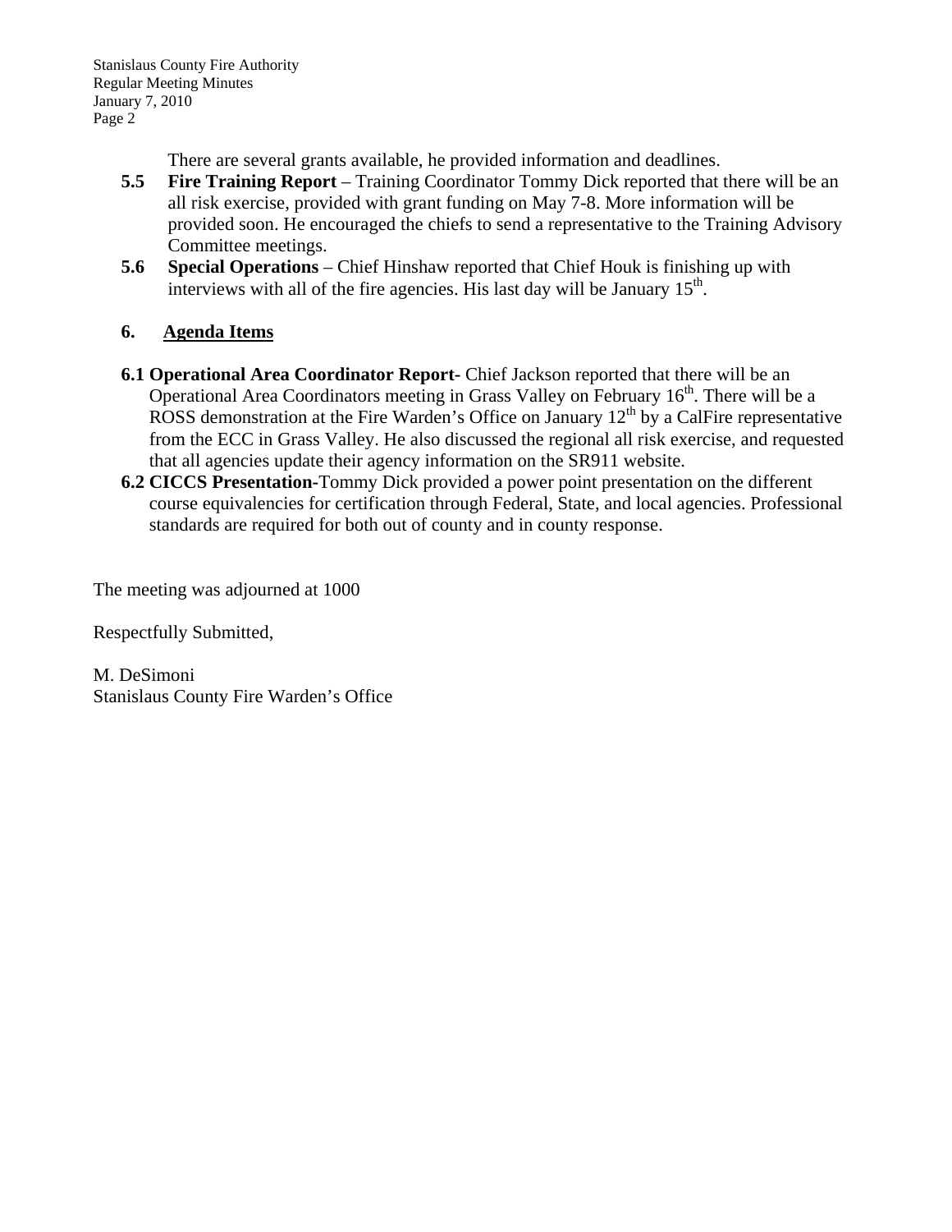There are several grants available, he provided information and deadlines.

**5.5 Fire Training Report** – Training Coordinator Tommy Dick reported that there will be an all risk exercise, provided with grant funding on May 7-8. More information will be provided soon. He encouraged the chiefs to send a representative to the Training Advisory Committee meetings.

**5.6 Special Operations** – Chief Hinshaw reported that Chief Houk is finishing up with interviews with all of the fire agencies. His last day will be January 15th.

**6. Agenda Items**

**6.1 Operational Area Coordinator Report-** Chief Jackson reported that there will be an Operational Area Coordinators meeting in Grass Valley on February 16th. There will be a ROSS demonstration at the Fire Warden's Office on January 12th by a CalFire representative from the ECC in Grass Valley. He also discussed the regional all risk exercise, and requested that all agencies update their agency information on the SR911 website.

**6.2 CICCS Presentation-**Tommy Dick provided a power point presentation on the different course equivalencies for certification through Federal, State, and local agencies. Professional standards are required for both out of county and in county response.

The meeting was adjourned at 1000

Respectfully Submitted,

M. DeSimoni
Stanislaus County Fire Warden's Office